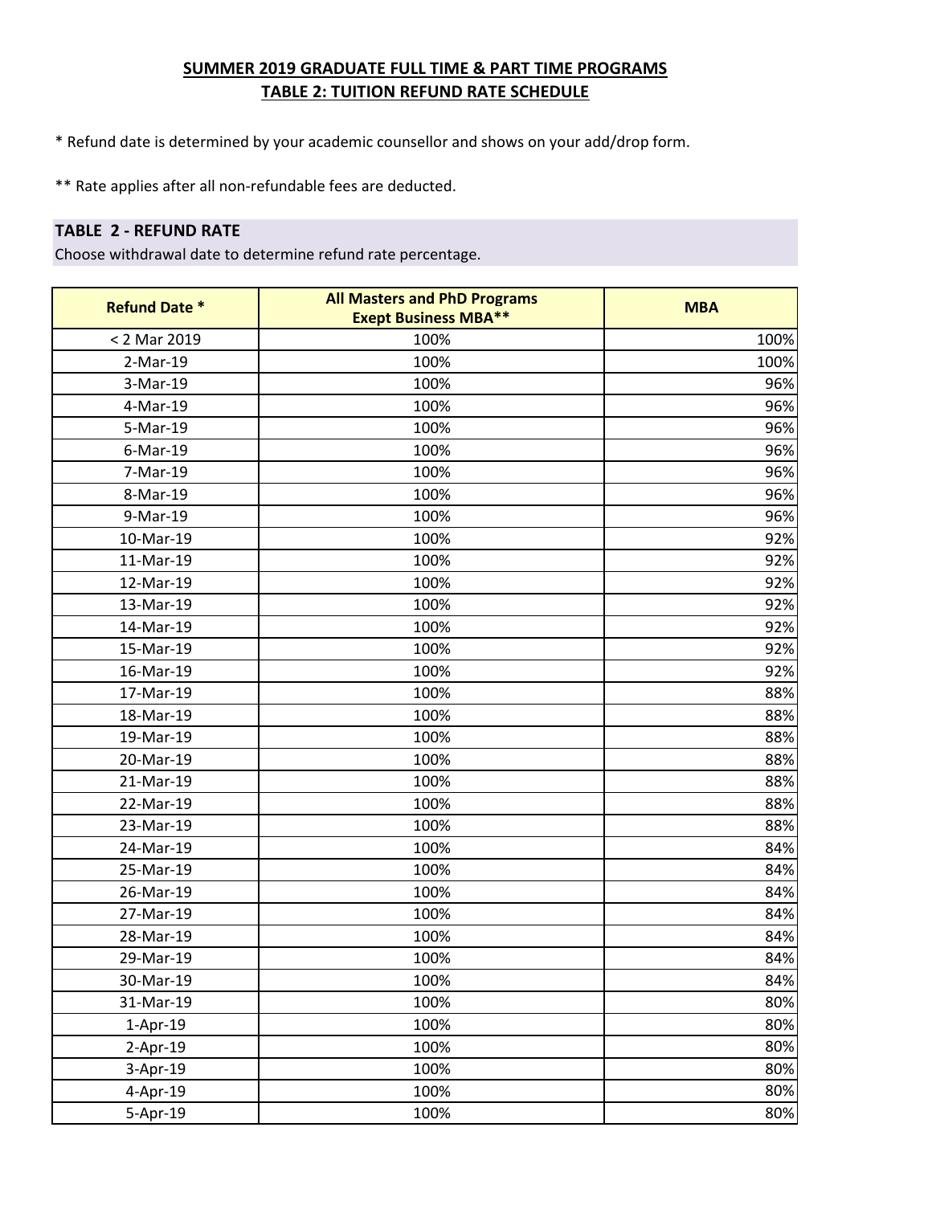**SUMMER 2019 GRADUATE FULL TIME & PART TIME PROGRAMS**
**TABLE 2: TUITION REFUND RATE SCHEDULE**

* Refund date is determined by your academic counsellor and shows on your add/drop form.

** Rate applies after all non-refundable fees are deducted.

**TABLE 2 - REFUND RATE**
Choose withdrawal date to determine refund rate percentage.

| Refund Date * | All Masters and PhD Programs Exept Business MBA** | MBA |
|---|---|---|
| < 2 Mar 2019 | 100% | 100% |
| 2-Mar-19 | 100% | 100% |
| 3-Mar-19 | 100% | 96% |
| 4-Mar-19 | 100% | 96% |
| 5-Mar-19 | 100% | 96% |
| 6-Mar-19 | 100% | 96% |
| 7-Mar-19 | 100% | 96% |
| 8-Mar-19 | 100% | 96% |
| 9-Mar-19 | 100% | 96% |
| 10-Mar-19 | 100% | 92% |
| 11-Mar-19 | 100% | 92% |
| 12-Mar-19 | 100% | 92% |
| 13-Mar-19 | 100% | 92% |
| 14-Mar-19 | 100% | 92% |
| 15-Mar-19 | 100% | 92% |
| 16-Mar-19 | 100% | 92% |
| 17-Mar-19 | 100% | 88% |
| 18-Mar-19 | 100% | 88% |
| 19-Mar-19 | 100% | 88% |
| 20-Mar-19 | 100% | 88% |
| 21-Mar-19 | 100% | 88% |
| 22-Mar-19 | 100% | 88% |
| 23-Mar-19 | 100% | 88% |
| 24-Mar-19 | 100% | 84% |
| 25-Mar-19 | 100% | 84% |
| 26-Mar-19 | 100% | 84% |
| 27-Mar-19 | 100% | 84% |
| 28-Mar-19 | 100% | 84% |
| 29-Mar-19 | 100% | 84% |
| 30-Mar-19 | 100% | 84% |
| 31-Mar-19 | 100% | 80% |
| 1-Apr-19 | 100% | 80% |
| 2-Apr-19 | 100% | 80% |
| 3-Apr-19 | 100% | 80% |
| 4-Apr-19 | 100% | 80% |
| 5-Apr-19 | 100% | 80% |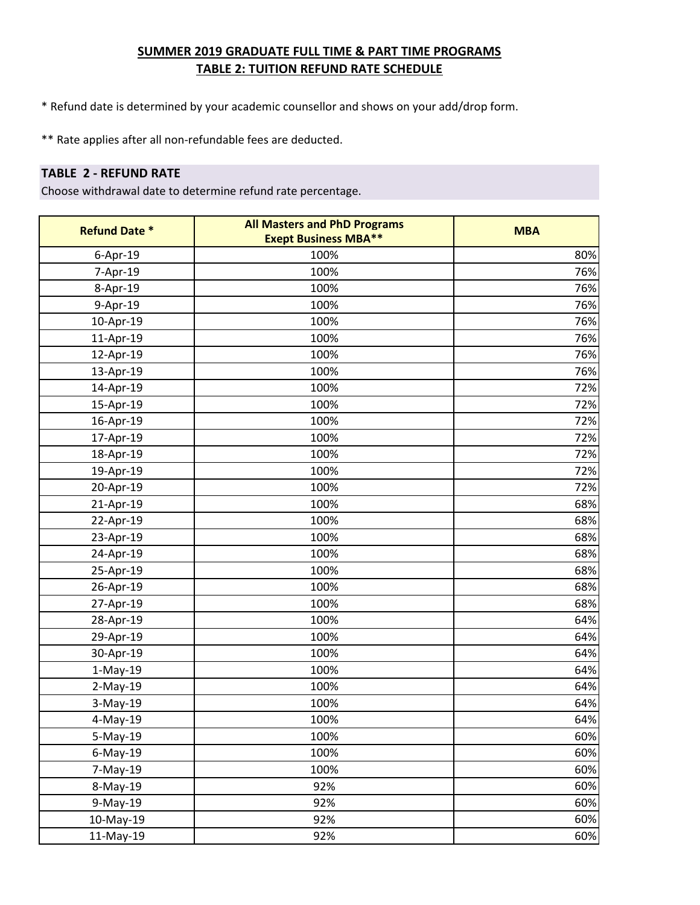## SUMMER 2019 GRADUATE FULL TIME & PART TIME PROGRAMS
## TABLE 2: TUITION REFUND RATE SCHEDULE

* Refund date is determined by your academic counsellor and shows on your add/drop form.

** Rate applies after all non-refundable fees are deducted.

### TABLE 2 - REFUND RATE

Choose withdrawal date to determine refund rate percentage.

| Refund Date * | All Masters and PhD Programs Exept Business MBA** | MBA |
|---|---|---|
| 6-Apr-19 | 100% | 80% |
| 7-Apr-19 | 100% | 76% |
| 8-Apr-19 | 100% | 76% |
| 9-Apr-19 | 100% | 76% |
| 10-Apr-19 | 100% | 76% |
| 11-Apr-19 | 100% | 76% |
| 12-Apr-19 | 100% | 76% |
| 13-Apr-19 | 100% | 76% |
| 14-Apr-19 | 100% | 72% |
| 15-Apr-19 | 100% | 72% |
| 16-Apr-19 | 100% | 72% |
| 17-Apr-19 | 100% | 72% |
| 18-Apr-19 | 100% | 72% |
| 19-Apr-19 | 100% | 72% |
| 20-Apr-19 | 100% | 72% |
| 21-Apr-19 | 100% | 68% |
| 22-Apr-19 | 100% | 68% |
| 23-Apr-19 | 100% | 68% |
| 24-Apr-19 | 100% | 68% |
| 25-Apr-19 | 100% | 68% |
| 26-Apr-19 | 100% | 68% |
| 27-Apr-19 | 100% | 68% |
| 28-Apr-19 | 100% | 64% |
| 29-Apr-19 | 100% | 64% |
| 30-Apr-19 | 100% | 64% |
| 1-May-19 | 100% | 64% |
| 2-May-19 | 100% | 64% |
| 3-May-19 | 100% | 64% |
| 4-May-19 | 100% | 64% |
| 5-May-19 | 100% | 60% |
| 6-May-19 | 100% | 60% |
| 7-May-19 | 100% | 60% |
| 8-May-19 | 92% | 60% |
| 9-May-19 | 92% | 60% |
| 10-May-19 | 92% | 60% |
| 11-May-19 | 92% | 60% |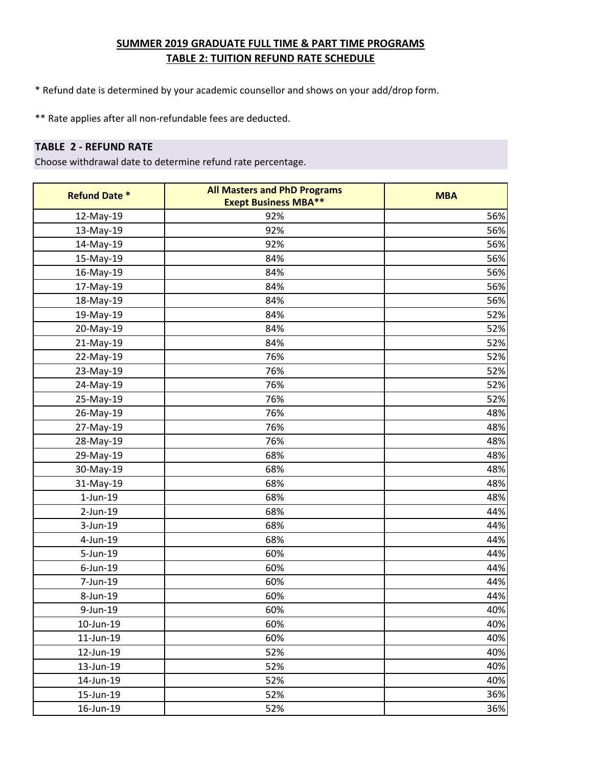**SUMMER 2019 GRADUATE FULL TIME & PART TIME PROGRAMS**
**TABLE 2: TUITION REFUND RATE SCHEDULE**

* Refund date is determined by your academic counsellor and shows on your add/drop form.

** Rate applies after all non-refundable fees are deducted.

**TABLE 2 - REFUND RATE**

Choose withdrawal date to determine refund rate percentage.

| Refund Date * | All Masters and PhD Programs Exept Business MBA** | MBA |
|---|---|---|
| 12-May-19 | 92% | 56% |
| 13-May-19 | 92% | 56% |
| 14-May-19 | 92% | 56% |
| 15-May-19 | 84% | 56% |
| 16-May-19 | 84% | 56% |
| 17-May-19 | 84% | 56% |
| 18-May-19 | 84% | 56% |
| 19-May-19 | 84% | 52% |
| 20-May-19 | 84% | 52% |
| 21-May-19 | 84% | 52% |
| 22-May-19 | 76% | 52% |
| 23-May-19 | 76% | 52% |
| 24-May-19 | 76% | 52% |
| 25-May-19 | 76% | 52% |
| 26-May-19 | 76% | 48% |
| 27-May-19 | 76% | 48% |
| 28-May-19 | 76% | 48% |
| 29-May-19 | 68% | 48% |
| 30-May-19 | 68% | 48% |
| 31-May-19 | 68% | 48% |
| 1-Jun-19 | 68% | 48% |
| 2-Jun-19 | 68% | 44% |
| 3-Jun-19 | 68% | 44% |
| 4-Jun-19 | 68% | 44% |
| 5-Jun-19 | 60% | 44% |
| 6-Jun-19 | 60% | 44% |
| 7-Jun-19 | 60% | 44% |
| 8-Jun-19 | 60% | 44% |
| 9-Jun-19 | 60% | 40% |
| 10-Jun-19 | 60% | 40% |
| 11-Jun-19 | 60% | 40% |
| 12-Jun-19 | 52% | 40% |
| 13-Jun-19 | 52% | 40% |
| 14-Jun-19 | 52% | 40% |
| 15-Jun-19 | 52% | 36% |
| 16-Jun-19 | 52% | 36% |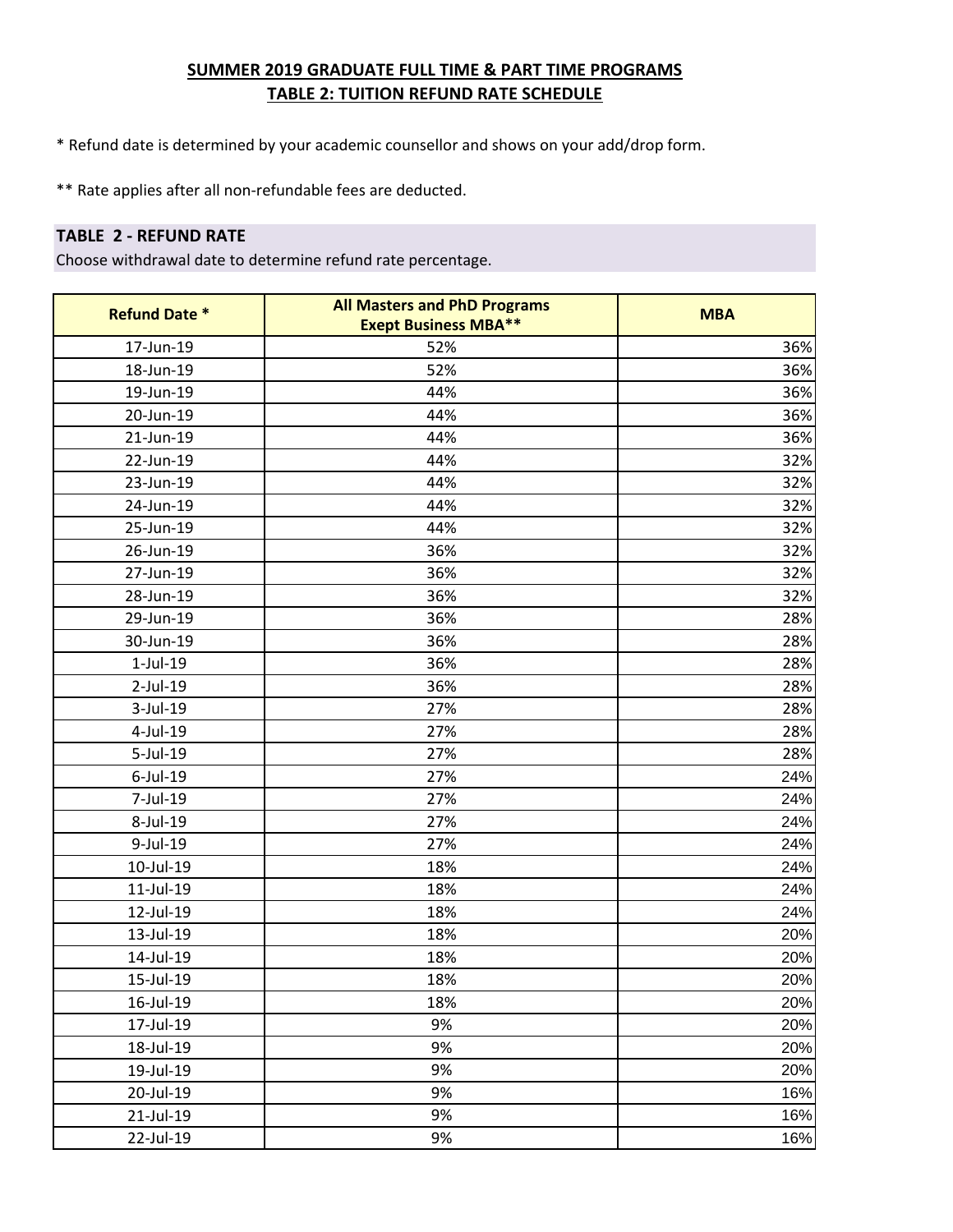**SUMMER 2019 GRADUATE FULL TIME & PART TIME PROGRAMS**
**TABLE 2: TUITION REFUND RATE SCHEDULE**

* Refund date is determined by your academic counsellor and shows on your add/drop form.

** Rate applies after all non-refundable fees are deducted.

## TABLE 2 - REFUND RATE

Choose withdrawal date to determine refund rate percentage.

| Refund Date * | All Masters and PhD Programs Exept Business MBA** | MBA |
|---|---|---|
| 17-Jun-19 | 52% | 36% |
| 18-Jun-19 | 52% | 36% |
| 19-Jun-19 | 44% | 36% |
| 20-Jun-19 | 44% | 36% |
| 21-Jun-19 | 44% | 36% |
| 22-Jun-19 | 44% | 32% |
| 23-Jun-19 | 44% | 32% |
| 24-Jun-19 | 44% | 32% |
| 25-Jun-19 | 44% | 32% |
| 26-Jun-19 | 36% | 32% |
| 27-Jun-19 | 36% | 32% |
| 28-Jun-19 | 36% | 32% |
| 29-Jun-19 | 36% | 28% |
| 30-Jun-19 | 36% | 28% |
| 1-Jul-19 | 36% | 28% |
| 2-Jul-19 | 36% | 28% |
| 3-Jul-19 | 27% | 28% |
| 4-Jul-19 | 27% | 28% |
| 5-Jul-19 | 27% | 28% |
| 6-Jul-19 | 27% | 24% |
| 7-Jul-19 | 27% | 24% |
| 8-Jul-19 | 27% | 24% |
| 9-Jul-19 | 27% | 24% |
| 10-Jul-19 | 18% | 24% |
| 11-Jul-19 | 18% | 24% |
| 12-Jul-19 | 18% | 24% |
| 13-Jul-19 | 18% | 20% |
| 14-Jul-19 | 18% | 20% |
| 15-Jul-19 | 18% | 20% |
| 16-Jul-19 | 18% | 20% |
| 17-Jul-19 | 9% | 20% |
| 18-Jul-19 | 9% | 20% |
| 19-Jul-19 | 9% | 20% |
| 20-Jul-19 | 9% | 16% |
| 21-Jul-19 | 9% | 16% |
| 22-Jul-19 | 9% | 16% |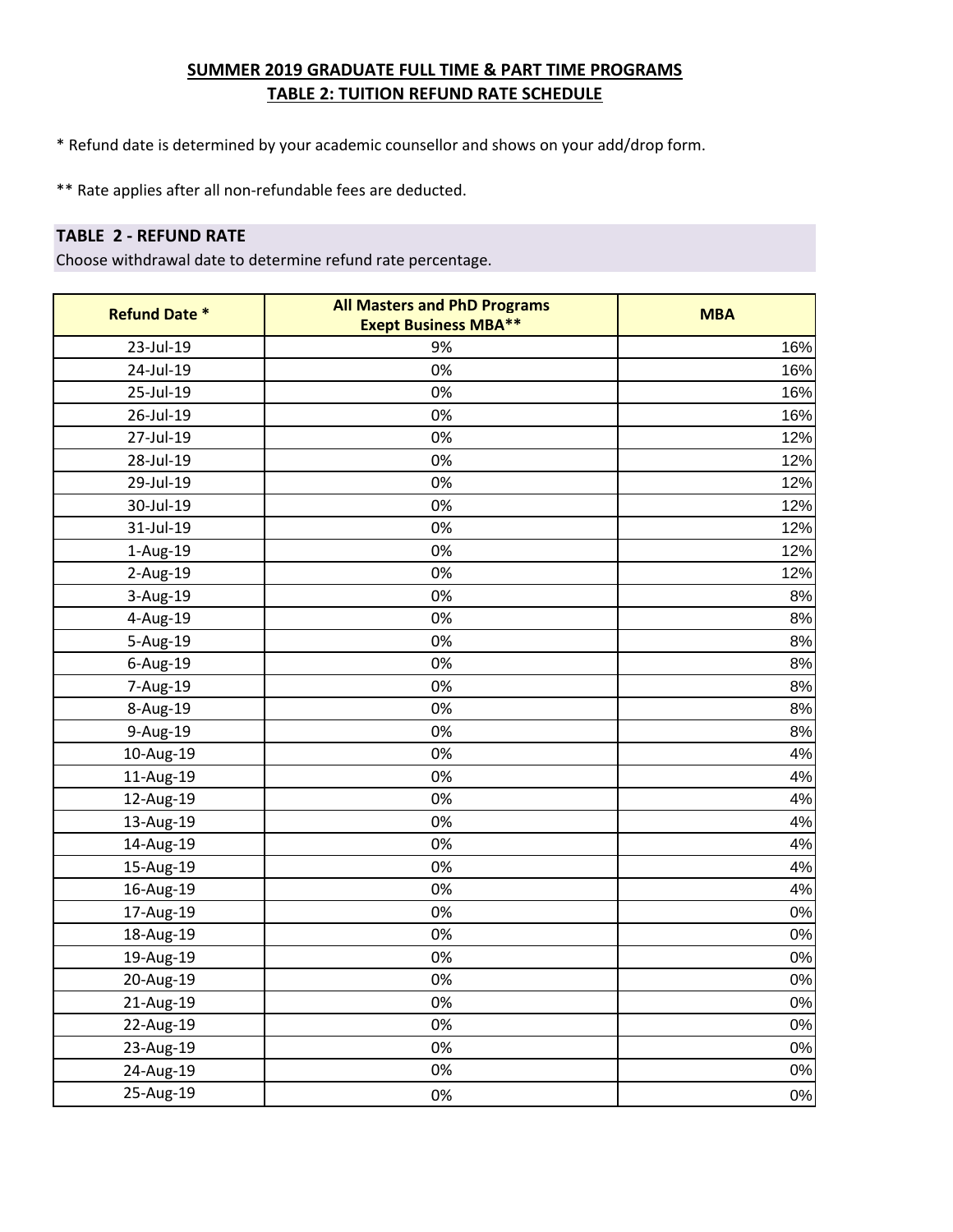**SUMMER 2019 GRADUATE FULL TIME & PART TIME PROGRAMS**
**TABLE 2: TUITION REFUND RATE SCHEDULE**

* Refund date is determined by your academic counsellor and shows on your add/drop form.

** Rate applies after all non-refundable fees are deducted.

## TABLE 2 - REFUND RATE

Choose withdrawal date to determine refund rate percentage.

| Refund Date * | All Masters and PhD Programs Exept Business MBA** | MBA |
|---|---|---|
| 23-Jul-19 | 9% | 16% |
| 24-Jul-19 | 0% | 16% |
| 25-Jul-19 | 0% | 16% |
| 26-Jul-19 | 0% | 16% |
| 27-Jul-19 | 0% | 12% |
| 28-Jul-19 | 0% | 12% |
| 29-Jul-19 | 0% | 12% |
| 30-Jul-19 | 0% | 12% |
| 31-Jul-19 | 0% | 12% |
| 1-Aug-19 | 0% | 12% |
| 2-Aug-19 | 0% | 12% |
| 3-Aug-19 | 0% | 8% |
| 4-Aug-19 | 0% | 8% |
| 5-Aug-19 | 0% | 8% |
| 6-Aug-19 | 0% | 8% |
| 7-Aug-19 | 0% | 8% |
| 8-Aug-19 | 0% | 8% |
| 9-Aug-19 | 0% | 8% |
| 10-Aug-19 | 0% | 4% |
| 11-Aug-19 | 0% | 4% |
| 12-Aug-19 | 0% | 4% |
| 13-Aug-19 | 0% | 4% |
| 14-Aug-19 | 0% | 4% |
| 15-Aug-19 | 0% | 4% |
| 16-Aug-19 | 0% | 4% |
| 17-Aug-19 | 0% | 0% |
| 18-Aug-19 | 0% | 0% |
| 19-Aug-19 | 0% | 0% |
| 20-Aug-19 | 0% | 0% |
| 21-Aug-19 | 0% | 0% |
| 22-Aug-19 | 0% | 0% |
| 23-Aug-19 | 0% | 0% |
| 24-Aug-19 | 0% | 0% |
| 25-Aug-19 | 0% | 0% |